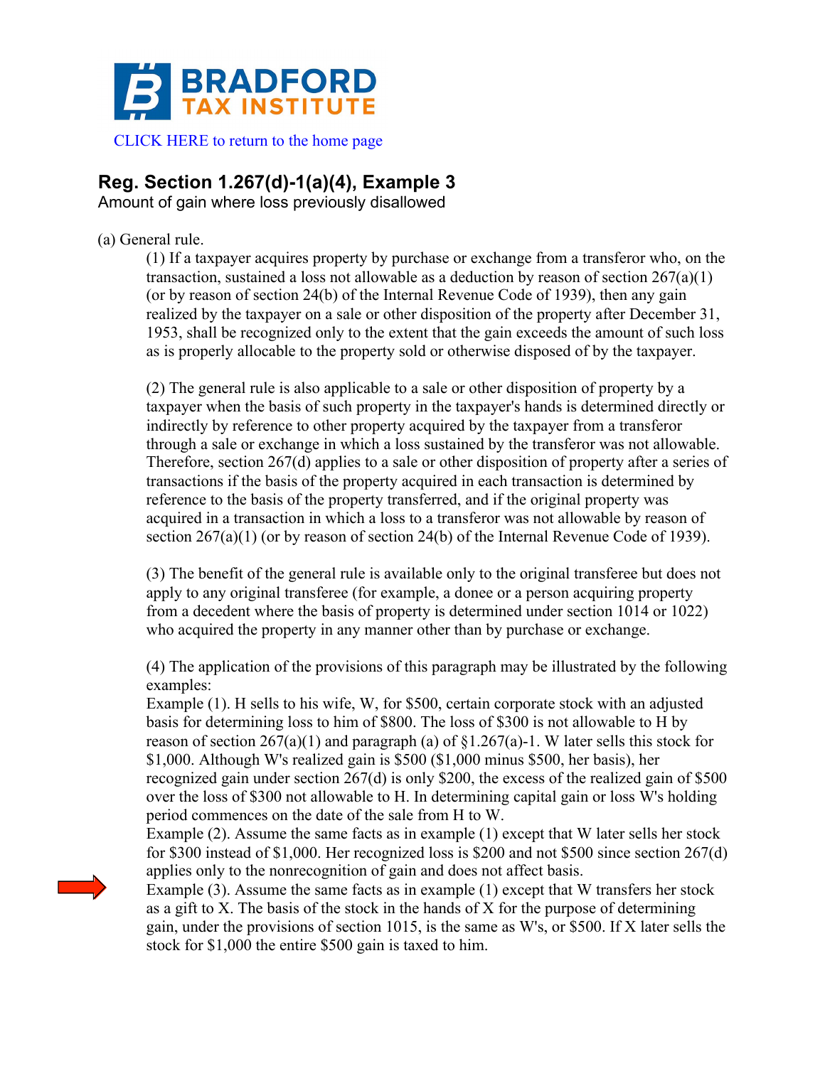**BRADFORD TAX INSTITUTE**

CLICK HERE to return to the home page

## Reg. Section 1.267(d)-1(a)(4), Example 3

Amount of gain where loss previously disallowed

(a) General rule.

(1) If a taxpayer acquires property by purchase or exchange from a transferor who, on the transaction, sustained a loss not allowable as a deduction by reason of section 267(a)(1) (or by reason of section 24(b) of the Internal Revenue Code of 1939), then any gain realized by the taxpayer on a sale or other disposition of the property after December 31, 1953, shall be recognized only to the extent that the gain exceeds the amount of such loss as is properly allocable to the property sold or otherwise disposed of by the taxpayer.

(2) The general rule is also applicable to a sale or other disposition of property by a taxpayer when the basis of such property in the taxpayer's hands is determined directly or indirectly by reference to other property acquired by the taxpayer from a transferor through a sale or exchange in which a loss sustained by the transferor was not allowable. Therefore, section 267(d) applies to a sale or other disposition of property after a series of transactions if the basis of the property acquired in each transaction is determined by reference to the basis of the property transferred, and if the original property was acquired in a transaction in which a loss to a transferor was not allowable by reason of section 267(a)(1) (or by reason of section 24(b) of the Internal Revenue Code of 1939).

(3) The benefit of the general rule is available only to the original transferee but does not apply to any original transferee (for example, a donee or a person acquiring property from a decedent where the basis of property is determined under section 1014 or 1022) who acquired the property in any manner other than by purchase or exchange.

(4) The application of the provisions of this paragraph may be illustrated by the following examples:

Example (1). H sells to his wife, W, for $500, certain corporate stock with an adjusted basis for determining loss to him of $800. The loss of $300 is not allowable to H by reason of section 267(a)(1) and paragraph (a) of §1.267(a)-1. W later sells this stock for $1,000. Although W's realized gain is $500 ($1,000 minus $500, her basis), her recognized gain under section 267(d) is only $200, the excess of the realized gain of $500 over the loss of $300 not allowable to H. In determining capital gain or loss W's holding period commences on the date of the sale from H to W.

Example (2). Assume the same facts as in example (1) except that W later sells her stock for $300 instead of $1,000. Her recognized loss is $200 and not $500 since section 267(d) applies only to the nonrecognition of gain and does not affect basis.

Example (3). Assume the same facts as in example (1) except that W transfers her stock as a gift to X. The basis of the stock in the hands of X for the purpose of determining gain, under the provisions of section 1015, is the same as W's, or $500. If X later sells the stock for $1,000 the entire $500 gain is taxed to him.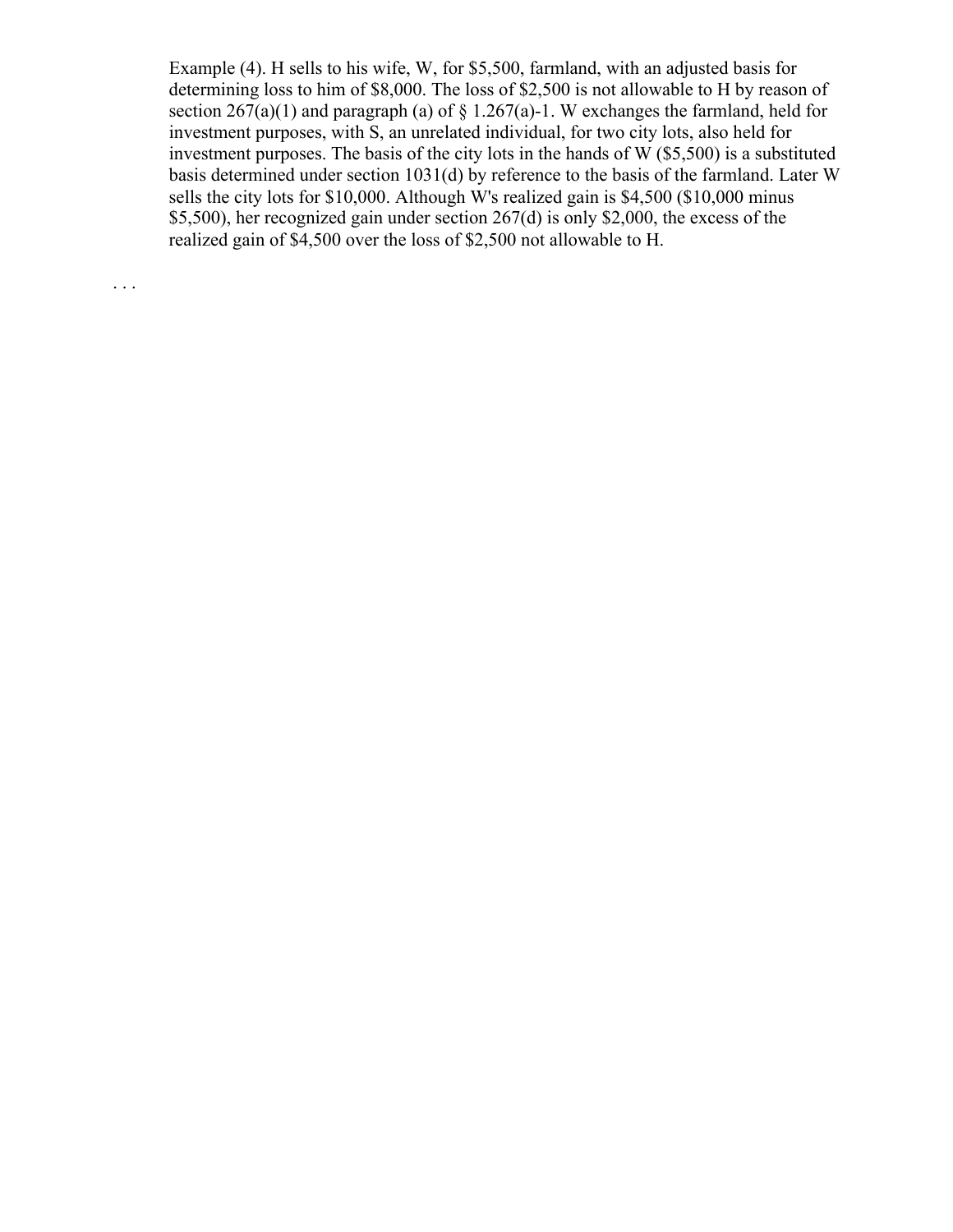Example (4). H sells to his wife, W, for $5,500, farmland, with an adjusted basis for determining loss to him of $8,000. The loss of $2,500 is not allowable to H by reason of section 267(a)(1) and paragraph (a) of § 1.267(a)-1. W exchanges the farmland, held for investment purposes, with S, an unrelated individual, for two city lots, also held for investment purposes. The basis of the city lots in the hands of W ($5,500) is a substituted basis determined under section 1031(d) by reference to the basis of the farmland. Later W sells the city lots for $10,000. Although W's realized gain is $4,500 ($10,000 minus $5,500), her recognized gain under section 267(d) is only $2,000, the excess of the realized gain of $4,500 over the loss of $2,500 not allowable to H.

. . .